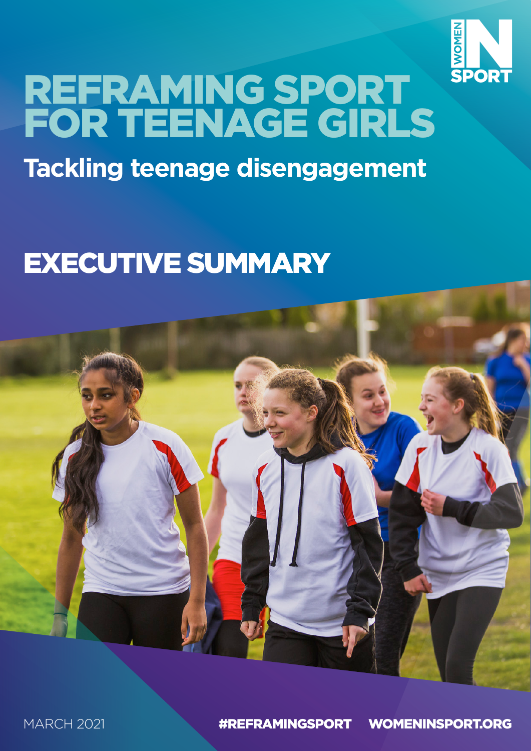# REFRAMING SPORT FOR TEENAGE GIRLS

## Tackling teenage disengagement

## EXECUTIVE SUMMARY

MARCH 2021

#REFRAMINGSPORT WOMENINSPORT.ORG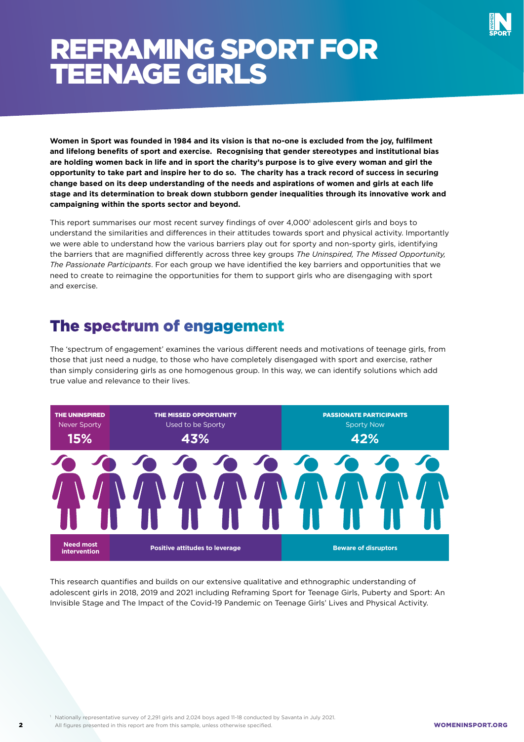# REFRAMING SPORT FOR TEENAGE GIRLS

**Women in Sport was founded in 1984 and its vision is that no-one is excluded from the joy, fulfilment and lifelong benefits of sport and exercise. Recognising that gender stereotypes and institutional bias are holding women back in life and in sport the charity's purpose is to give every woman and girl the opportunity to take part and inspire her to do so. The charity has a track record of success in securing change based on its deep understanding of the needs and aspirations of women and girls at each life stage and its determination to break down stubborn gender inequalities through its innovative work and campaigning within the sports sector and beyond.**

This report summarises our most recent survey findings of over 4,000[1] adolescent girls and boys to understand the similarities and differences in their attitudes towards sport and physical activity. Importantly we were able to understand how the various barriers play out for sporty and non-sporty girls, identifying the barriers that are magnified differently across three key groups *The Uninspired, The Missed Opportunity, The Passionate Participants*. For each group we have identified the key barriers and opportunities that we need to create to reimagine the opportunities for them to support girls who are disengaging with sport and exercise.

## The spectrum of engagement

The 'spectrum of engagement' examines the various different needs and motivations of teenage girls, from those that just need a nudge, to those who have completely disengaged with sport and exercise, rather than simply considering girls as one homogenous group. In this way, we can identify solutions which add true value and relevance to their lives.

| THE UNINSPIRED | THE MISSED OPPORTUNITY | PASSIONATE PARTICIPANTS |
|---|---|---|
| Never Sporty | Used to be Sporty | Sporty Now |
| **15%** | **43%** | **42%** |
| **Need most intervention** | **Positive attitudes to leverage** | **Beware of disruptors** |

This research quantifies and builds on our extensive qualitative and ethnographic understanding of adolescent girls in 2018, 2019 and 2021 including Reframing Sport for Teenage Girls, Puberty and Sport: An Invisible Stage and The Impact of the Covid-19 Pandemic on Teenage Girls' Lives and Physical Activity.

[1] Nationally representative survey of 2,291 girls and 2,024 boys aged 11-18 conducted by Savanta in July 2021. All figures presented in this report are from this sample, unless otherwise specified.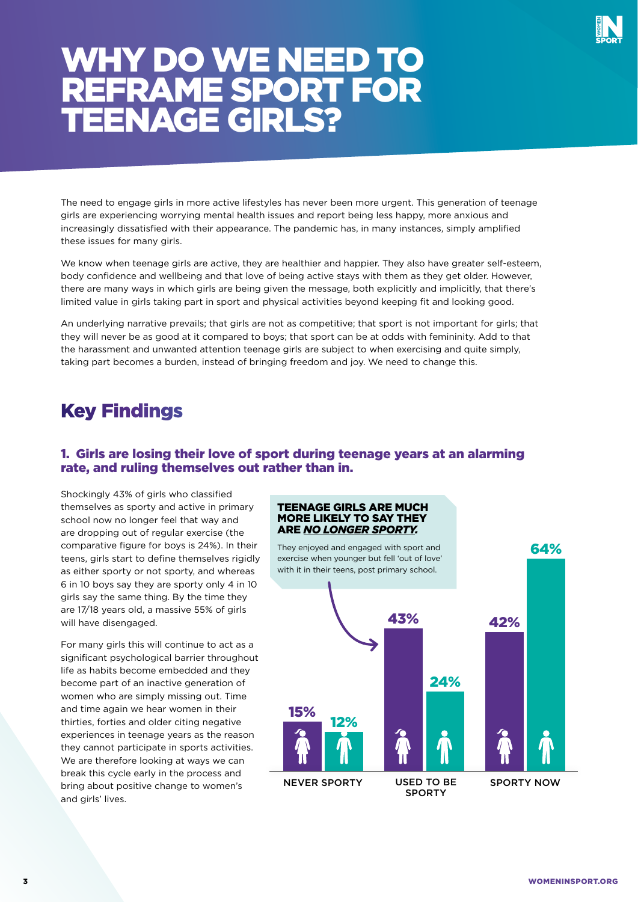# WHY DO WE NEED TO REFRAME SPORT FOR TEENAGE GIRLS?

The need to engage girls in more active lifestyles has never been more urgent. This generation of teenage girls are experiencing worrying mental health issues and report being less happy, more anxious and increasingly dissatisfied with their appearance. The pandemic has, in many instances, simply amplified these issues for many girls.

We know when teenage girls are active, they are healthier and happier. They also have greater self-esteem, body confidence and wellbeing and that love of being active stays with them as they get older. However, there are many ways in which girls are being given the message, both explicitly and implicitly, that there's limited value in girls taking part in sport and physical activities beyond keeping fit and looking good.

An underlying narrative prevails; that girls are not as competitive; that sport is not important for girls; that they will never be as good at it compared to boys; that sport can be at odds with femininity. Add to that the harassment and unwanted attention teenage girls are subject to when exercising and quite simply, taking part becomes a burden, instead of bringing freedom and joy. We need to change this.

## Key Findings

### 1. Girls are losing their love of sport during teenage years at an alarming rate, and ruling themselves out rather than in.

Shockingly 43% of girls who classified themselves as sporty and active in primary school now no longer feel that way and are dropping out of regular exercise (the comparative figure for boys is 24%). In their teens, girls start to define themselves rigidly as either sporty or not sporty, and whereas 6 in 10 boys say they are sporty only 4 in 10 girls say the same thing. By the time they are 17/18 years old, a massive 55% of girls will have disengaged.

For many girls this will continue to act as a significant psychological barrier throughout life as habits become embedded and they become part of an inactive generation of women who are simply missing out. Time and time again we hear women in their thirties, forties and older citing negative experiences in teenage years as the reason they cannot participate in sports activities. We are therefore looking at ways we can break this cycle early in the process and bring about positive change to women's and girls' lives.

**TEENAGE GIRLS ARE MUCH MORE LIKELY TO SAY THEY ARE *NO LONGER SPORTY*.**

They enjoyed and engaged with sport and exercise when younger but fell 'out of love' with it in their teens, post primary school.

| | Girls | Boys |
|---|---|---|
| NEVER SPORTY | 15% | 12% |
| USED TO BE SPORTY | 43% | 24% |
| SPORTY NOW | 42% | 64% |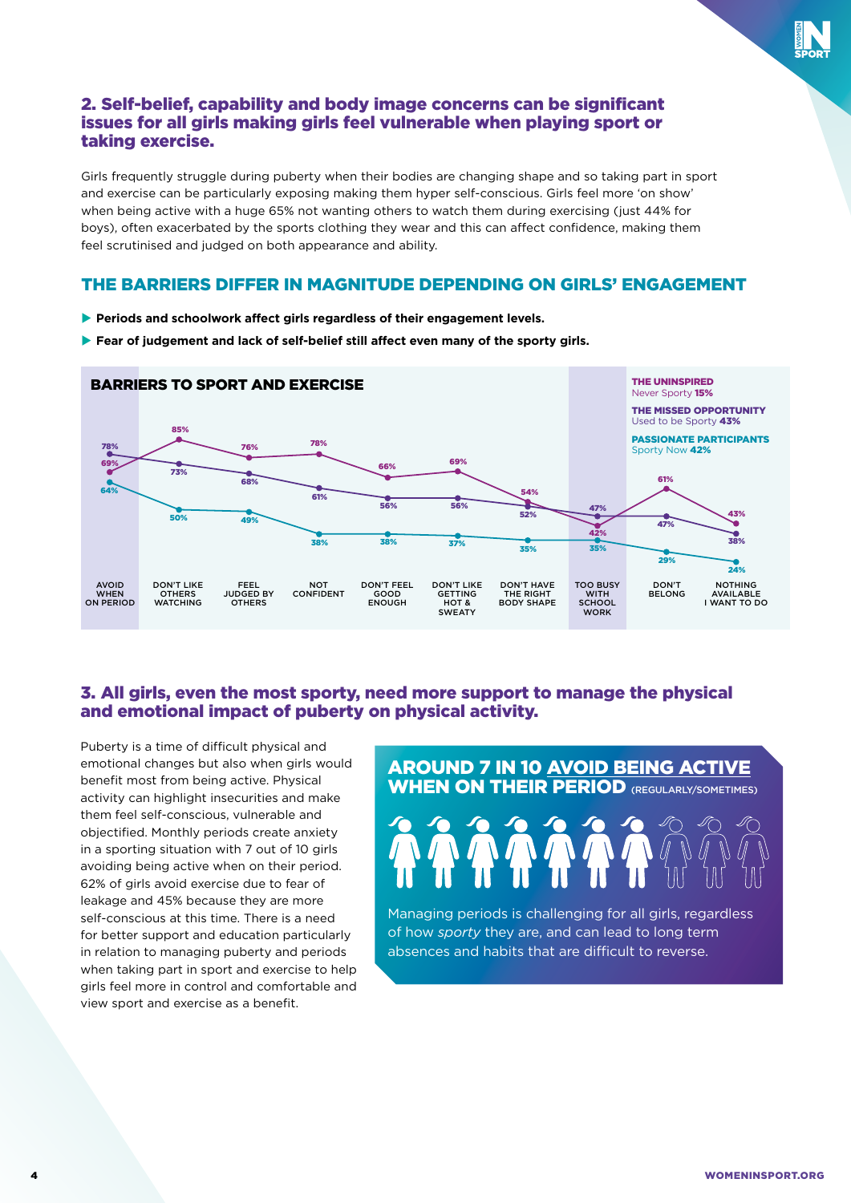## 2. Self-belief, capability and body image concerns can be significant issues for all girls making girls feel vulnerable when playing sport or taking exercise.

Girls frequently struggle during puberty when their bodies are changing shape and so taking part in sport and exercise can be particularly exposing making them hyper self-conscious. Girls feel more 'on show' when being active with a huge 65% not wanting others to watch them during exercising (just 44% for boys), often exacerbated by the sports clothing they wear and this can affect confidence, making them feel scrutinised and judged on both appearance and ability.

## THE BARRIERS DIFFER IN MAGNITUDE DEPENDING ON GIRLS' ENGAGEMENT

- **Periods and schoolwork affect girls regardless of their engagement levels.**
- **Fear of judgement and lack of self-belief still affect even many of the sporty girls.**

### BARRIERS TO SPORT AND EXERCISE

**THE UNINSPIRED** Never Sporty **15%**
**THE MISSED OPPORTUNITY** Used to be Sporty **43%**
**PASSIONATE PARTICIPANTS** Sporty Now **42%**

| Barrier | The Uninspired | The Missed Opportunity | Passionate Participants |
|---|---|---|---|
| Avoid when on period | 69% | 78% | 64% |
| Don't like others watching | 85% | 73% | 50% |
| Feel judged by others | 76% | 68% | 49% |
| Not confident | 78% | 61% | 38% |
| Don't feel good enough | 66% | 56% | 38% |
| Don't like getting hot & sweaty | 69% | 56% | 37% |
| Don't have the right body shape | 54% | 52% | 35% |
| Too busy with school work | 42% | 47% | 35% |
| Don't belong | 61% | 47% | 29% |
| Nothing available I want to do | 43% | 38% | 24% |

## 3. All girls, even the most sporty, need more support to manage the physical and emotional impact of puberty on physical activity.

Puberty is a time of difficult physical and emotional changes but also when girls would benefit most from being active. Physical activity can highlight insecurities and make them feel self-conscious, vulnerable and objectified. Monthly periods create anxiety in a sporting situation with 7 out of 10 girls avoiding being active when on their period. 62% of girls avoid exercise due to fear of leakage and 45% because they are more self-conscious at this time. There is a need for better support and education particularly in relation to managing puberty and periods when taking part in sport and exercise to help girls feel more in control and comfortable and view sport and exercise as a benefit.

**AROUND 7 IN 10 AVOID BEING ACTIVE WHEN ON THEIR PERIOD** (REGULARLY/SOMETIMES)

Managing periods is challenging for all girls, regardless of how *sporty* they are, and can lead to long term absences and habits that are difficult to reverse.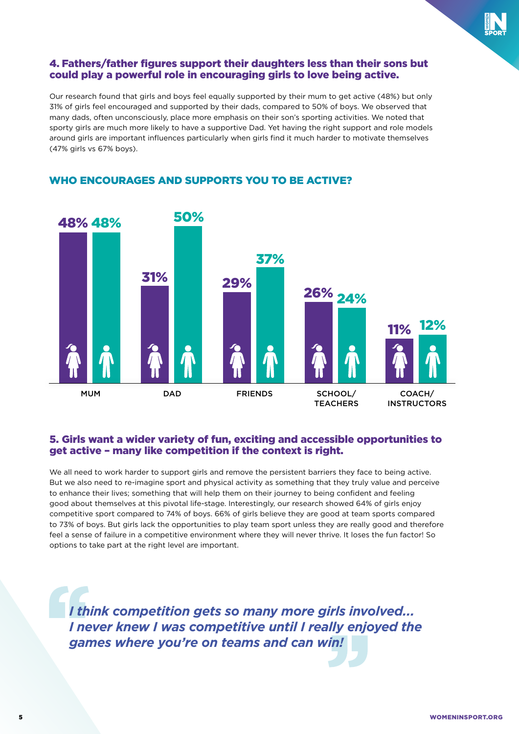## 4. Fathers/father figures support their daughters less than their sons but could play a powerful role in encouraging girls to love being active.

Our research found that girls and boys feel equally supported by their mum to get active (48%) but only 31% of girls feel encouraged and supported by their dads, compared to 50% of boys. We observed that many dads, often unconsciously, place more emphasis on their son's sporting activities. We noted that sporty girls are much more likely to have a supportive Dad. Yet having the right support and role models around girls are important influences particularly when girls find it much harder to motivate themselves (47% girls vs 67% boys).

### WHO ENCOURAGES AND SUPPORTS YOU TO BE ACTIVE?

| | Girls | Boys |
|---|---|---|
| MUM | 48% | 48% |
| DAD | 31% | 50% |
| FRIENDS | 29% | 37% |
| SCHOOL/ TEACHERS | 26% | 24% |
| COACH/ INSTRUCTORS | 11% | 12% |

## 5. Girls want a wider variety of fun, exciting and accessible opportunities to get active – many like competition if the context is right.

We all need to work harder to support girls and remove the persistent barriers they face to being active. But we also need to re-imagine sport and physical activity as something that they truly value and perceive to enhance their lives; something that will help them on their journey to being confident and feeling good about themselves at this pivotal life-stage. Interestingly, our research showed 64% of girls enjoy competitive sport compared to 74% of boys. 66% of girls believe they are good at team sports compared to 73% of boys. But girls lack the opportunities to play team sport unless they are really good and therefore feel a sense of failure in a competitive environment where they will never thrive. It loses the fun factor! So options to take part at the right level are important.

> ***"I think competition gets so many more girls involved... I never knew I was competitive until I really enjoyed the games where you're on teams and can win!"***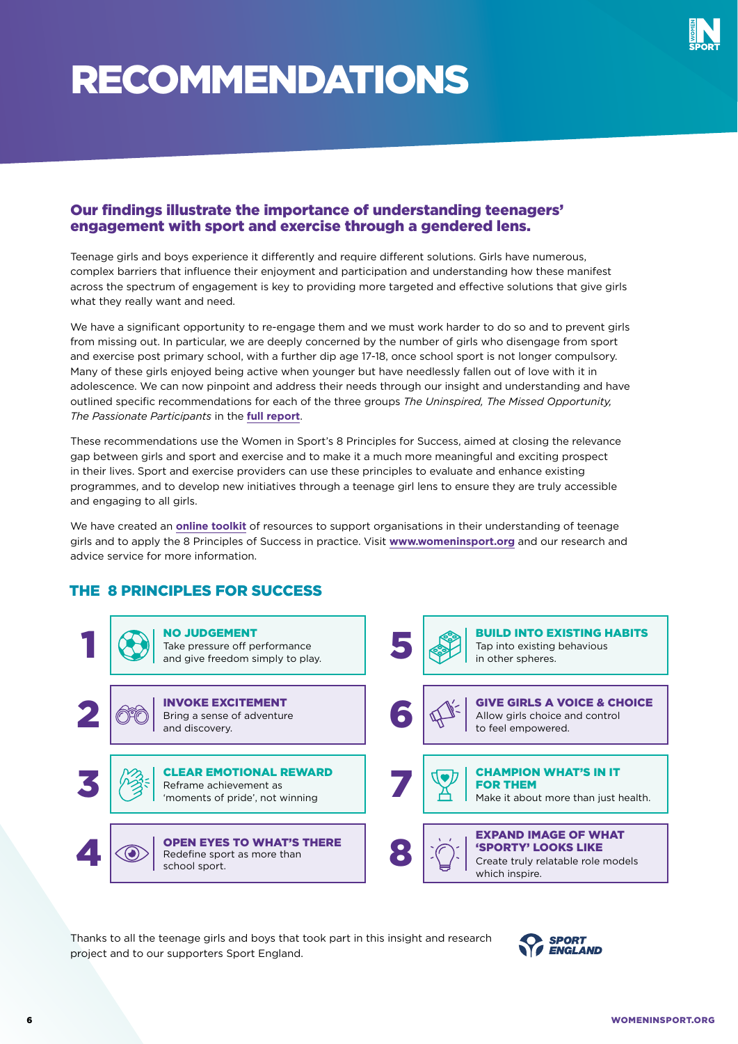# RECOMMENDATIONS

## Our findings illustrate the importance of understanding teenagers' engagement with sport and exercise through a gendered lens.

Teenage girls and boys experience it differently and require different solutions. Girls have numerous, complex barriers that influence their enjoyment and participation and understanding how these manifest across the spectrum of engagement is key to providing more targeted and effective solutions that give girls what they really want and need.

We have a significant opportunity to re-engage them and we must work harder to do so and to prevent girls from missing out. In particular, we are deeply concerned by the number of girls who disengage from sport and exercise post primary school, with a further dip age 17-18, once school sport is not longer compulsory. Many of these girls enjoyed being active when younger but have needlessly fallen out of love with it in adolescence. We can now pinpoint and address their needs through our insight and understanding and have outlined specific recommendations for each of the three groups *The Uninspired, The Missed Opportunity, The Passionate Participants* in the **full report**.

These recommendations use the Women in Sport's 8 Principles for Success, aimed at closing the relevance gap between girls and sport and exercise and to make it a much more meaningful and exciting prospect in their lives. Sport and exercise providers can use these principles to evaluate and enhance existing programmes, and to develop new initiatives through a teenage girl lens to ensure they are truly accessible and engaging to all girls.

We have created an **online toolkit** of resources to support organisations in their understanding of teenage girls and to apply the 8 Principles of Success in practice. Visit **www.womeninsport.org** and our research and advice service for more information.

## THE 8 PRINCIPLES FOR SUCCESS

1. **NO JUDGEMENT** Take pressure off performance and give freedom simply to play.
2. **INVOKE EXCITEMENT** Bring a sense of adventure and discovery.
3. **CLEAR EMOTIONAL REWARD** Reframe achievement as 'moments of pride', not winning
4. **OPEN EYES TO WHAT'S THERE** Redefine sport as more than school sport.
5. **BUILD INTO EXISTING HABITS** Tap into existing behavious in other spheres.
6. **GIVE GIRLS A VOICE & CHOICE** Allow girls choice and control to feel empowered.
7. **CHAMPION WHAT'S IN IT FOR THEM** Make it about more than just health.
8. **EXPAND IMAGE OF WHAT 'SPORTY' LOOKS LIKE** Create truly relatable role models which inspire.

Thanks to all the teenage girls and boys that took part in this insight and research project and to our supporters Sport England.